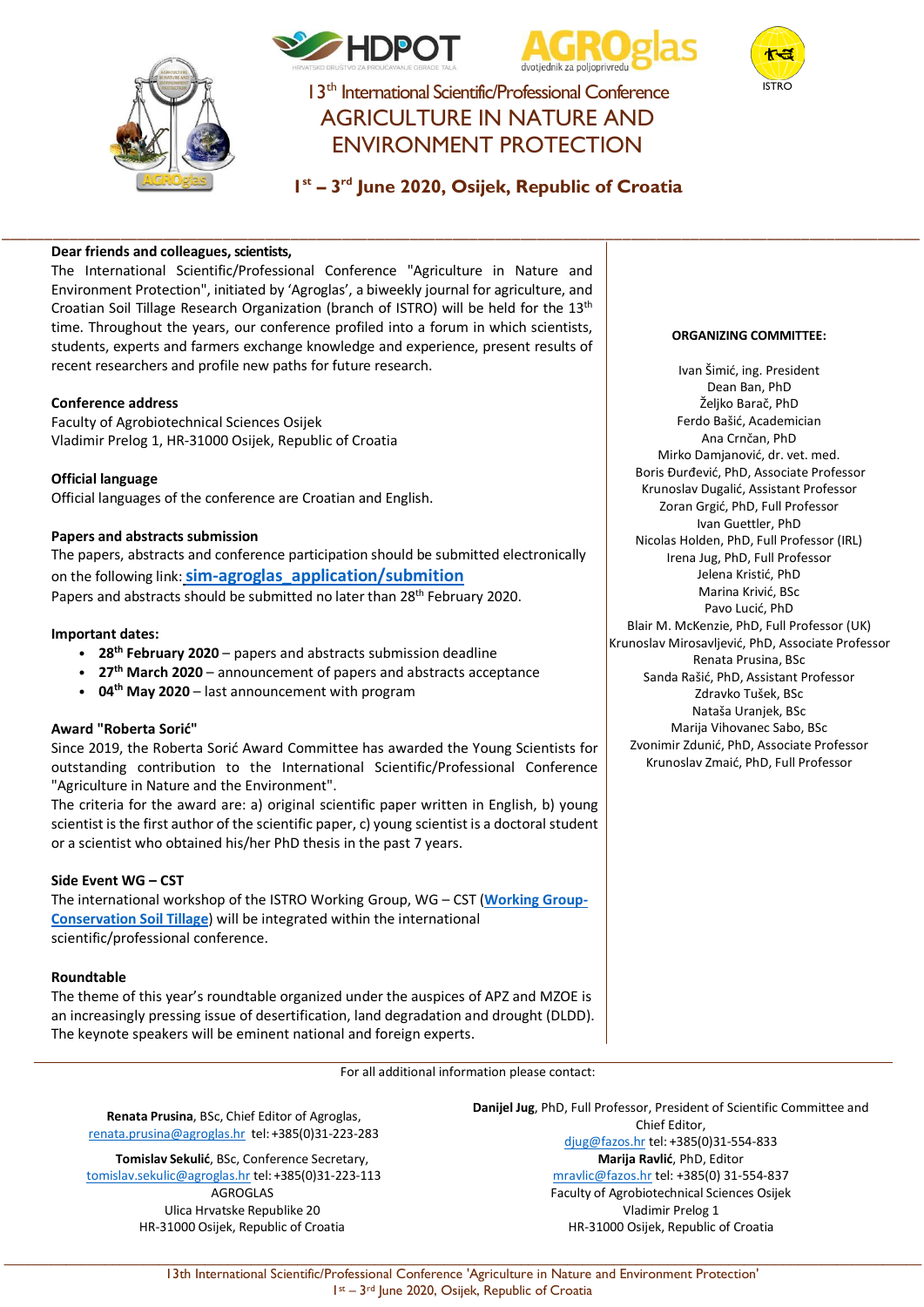HDPOT AGROglas ISTRO

13th International Scientific/Professional Conference

# AGRICULTURE IN NATURE AND ENVIRONMENT PROTECTION

**1st – 3rd June 2020, Osijek, Republic of Croatia**

---

**Dear friends and colleagues, scientists,**

The International Scientific/Professional Conference "Agriculture in Nature and Environment Protection", initiated by 'Agroglas', a biweekly journal for agriculture, and Croatian Soil Tillage Research Organization (branch of ISTRO) will be held for the 13th time. Throughout the years, our conference profiled into a forum in which scientists, students, experts and farmers exchange knowledge and experience, present results of recent researchers and profile new paths for future research.

**Conference address**

Faculty of Agrobiotechnical Sciences Osijek
Vladimir Prelog 1, HR-31000 Osijek, Republic of Croatia

**Official language**

Official languages of the conference are Croatian and English.

**Papers and abstracts submission**

The papers, abstracts and conference participation should be submitted electronically on the following link: **sim-agroglas_application/submition**

Papers and abstracts should be submitted no later than 28th February 2020.

**Important dates:**

- **28th February 2020** – papers and abstracts submission deadline
- **27th March 2020** – announcement of papers and abstracts acceptance
- **04th May 2020** – last announcement with program

**Award "Roberta Sorić"**

Since 2019, the Roberta Sorić Award Committee has awarded the Young Scientists for outstanding contribution to the International Scientific/Professional Conference "Agriculture in Nature and the Environment".

The criteria for the award are: a) original scientific paper written in English, b) young scientist is the first author of the scientific paper, c) young scientist is a doctoral student or a scientist who obtained his/her PhD thesis in the past 7 years.

**Side Event WG – CST**

The international workshop of the ISTRO Working Group, WG – CST (**Working Group-Conservation Soil Tillage**) will be integrated within the international scientific/professional conference.

**Roundtable**

The theme of this year's roundtable organized under the auspices of APZ and MZOE is an increasingly pressing issue of desertification, land degradation and drought (DLDD). The keynote speakers will be eminent national and foreign experts.

**ORGANIZING COMMITTEE:**

Ivan Šimić, ing. President
Dean Ban, PhD
Željko Barač, PhD
Ferdo Bašić, Academician
Ana Crnčan, PhD
Mirko Damjanović, dr. vet. med.
Boris Đurđević, PhD, Associate Professor
Krunoslav Dugalić, Assistant Professor
Zoran Grgić, PhD, Full Professor
Ivan Guettler, PhD
Nicolas Holden, PhD, Full Professor (IRL)
Irena Jug, PhD, Full Professor
Jelena Kristić, PhD
Marina Krivić, BSc
Pavo Lucić, PhD
Blair M. McKenzie, PhD, Full Professor (UK)
Krunoslav Mirosavljević, PhD, Associate Professor
Renata Prusina, BSc
Sanda Rašić, PhD, Assistant Professor
Zdravko Tušek, BSc
Nataša Uranjek, BSc
Marija Vihovanec Sabo, BSc
Zvonimir Zdunić, PhD, Associate Professor
Krunoslav Zmaić, PhD, Full Professor

---

For all additional information please contact:

**Renata Prusina**, BSc, Chief Editor of Agroglas,
renata.prusina@agroglas.hr tel: +385(0)31-223-283

**Tomislav Sekulić**, BSc, Conference Secretary,
tomislav.sekulic@agroglas.hr tel: +385(0)31-223-113
AGROGLAS
Ulica Hrvatske Republike 20
HR-31000 Osijek, Republic of Croatia

**Danijel Jug**, PhD, Full Professor, President of Scientific Committee and Chief Editor,
djug@fazos.hr tel: +385(0)31-554-833
**Marija Ravlić**, PhD, Editor
mravlic@fazos.hr tel: +385(0) 31-554-837
Faculty of Agrobiotechnical Sciences Osijek
Vladimir Prelog 1
HR-31000 Osijek, Republic of Croatia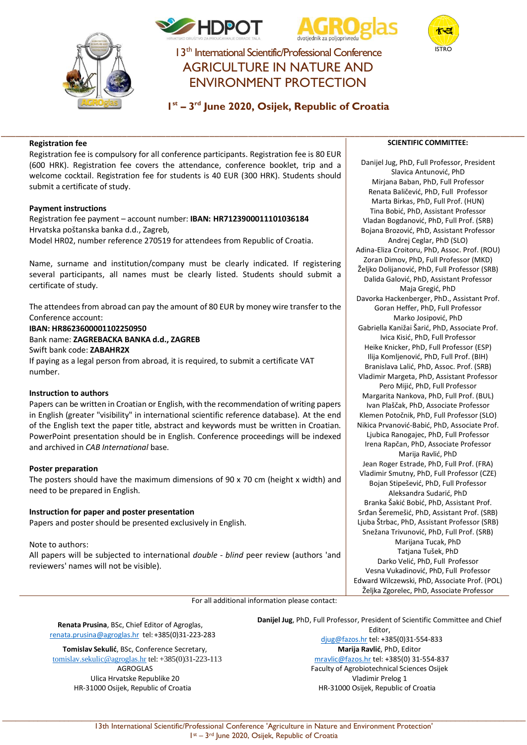13th International Scientific/Professional Conference

AGRICULTURE IN NATURE AND ENVIRONMENT PROTECTION

**1st – 3rd June 2020, Osijek, Republic of Croatia**

---

**Registration fee**

Registration fee is compulsory for all conference participants. Registration fee is 80 EUR (600 HRK). Registration fee covers the attendance, conference booklet, trip and a welcome cocktail. Registration fee for students is 40 EUR (300 HRK). Students should submit a certificate of study.

**Payment instructions**

Registration fee payment – account number: **IBAN: HR7123900011101036184**
Hrvatska poštanska banka d.d., Zagreb,
Model HR02, number reference 270519 for attendees from Republic of Croatia.

Name, surname and institution/company must be clearly indicated. If registering several participants, all names must be clearly listed. Students should submit a certificate of study.

The attendees from abroad can pay the amount of 80 EUR by money wire transfer to the Conference account:
**IBAN: HR8623600001102250950**
Bank name: **ZAGREBACKA BANKA d.d., ZAGREB**
Swift bank code: **ZABAHR2X**
If paying as a legal person from abroad, it is required, to submit a certificate VAT number.

**Instruction to authors**

Papers can be written in Croatian or English, with the recommendation of writing papers in English (greater "visibility" in international scientific reference database). At the end of the English text the paper title, abstract and keywords must be written in Croatian. PowerPoint presentation should be in English. Conference proceedings will be indexed and archived in *CAB International* base.

**Poster preparation**

The posters should have the maximum dimensions of 90 x 70 cm (height x width) and need to be prepared in English.

**Instruction for paper and poster presentation**

Papers and poster should be presented exclusively in English.

Note to authors:
All papers will be subjected to international *double - blind* peer review (authors 'and reviewers' names will not be visible).

**SCIENTIFIC COMMITTEE:**

Danijel Jug, PhD, Full Professor, President
Slavica Antunović, PhD
Mirjana Baban, PhD, Full Professor
Renata Baličević, PhD, Full Professor
Marta Birkas, PhD, Full Prof. (HUN)
Tina Bobić, PhD, Assistant Professor
Vladan Bogdanović, PhD, Full Prof. (SRB)
Bojana Brozović, PhD, Assistant Professor
Andrej Ceglar, PhD (SLO)
Adina-Eliza Croitoru, PhD, Assoc. Prof. (ROU)
Zoran Dimov, PhD, Full Professor (MKD)
Željko Dolijanović, PhD, Full Professor (SRB)
Dalida Galović, PhD, Assistant Professor
Maja Gregić, PhD
Davorka Hackenberger, PhD., Assistant Prof.
Goran Heffer, PhD, Full Professor
Marko Josipović, PhD
Gabriella Kanižai Šarić, PhD, Associate Prof.
Ivica Kisić, PhD, Full Professor
Heike Knicker, PhD, Full Professor (ESP)
Ilija Komljenović, PhD, Full Prof. (BIH)
Branislava Lalić, PhD, Assoc. Prof. (SRB)
Vladimir Margeta, PhD, Assistant Professor
Pero Mijić, PhD, Full Professor
Margarita Nankova, PhD, Full Prof. (BUL)
Ivan Plaščak, PhD, Associate Professor
Klemen Potočnik, PhD, Full Professor (SLO)
Nikica Prvanović-Babić, PhD, Associate Prof.
Ljubica Ranogajec, PhD, Full Professor
Irena Rapčan, PhD, Associate Professor
Marija Ravlić, PhD
Jean Roger Estrade, PhD, Full Prof. (FRA)
Vladimir Smutny, PhD, Full Professor (CZE)
Bojan Stipešević, PhD, Full Professor
Aleksandra Sudarić, PhD
Branka Šakić Bobić, PhD, Assistant Prof.
Srđan Šeremešić, PhD, Assistant Prof. (SRB)
Ljuba Štrbac, PhD, Assistant Professor (SRB)
Snežana Trivunović, PhD, Full Prof. (SRB)
Marijana Tucak, PhD
Tatjana Tušek, PhD
Darko Velić, PhD, Full Professor
Vesna Vukadinović, PhD, Full Professor
Edward Wilczewski, PhD, Associate Prof. (POL)
Željka Zgorelec, PhD, Associate Professor

---

For all additional information please contact:

**Renata Prusina**, BSc, Chief Editor of Agroglas,
renata.prusina@agroglas.hr tel: +385(0)31-223-283
**Tomislav Sekulić**, BSc, Conference Secretary,
tomislav.sekulic@agroglas.hr tel: +385(0)31-223-113
AGROGLAS
Ulica Hrvatske Republike 20
HR-31000 Osijek, Republic of Croatia

**Danijel Jug**, PhD, Full Professor, President of Scientific Committee and Chief Editor,
djug@fazos.hr tel: +385(0)31-554-833
**Marija Ravlić**, PhD, Editor
mravlic@fazos.hr tel: +385(0) 31-554-837
Faculty of Agrobiotechnical Sciences Osijek
Vladimir Prelog 1
HR-31000 Osijek, Republic of Croatia